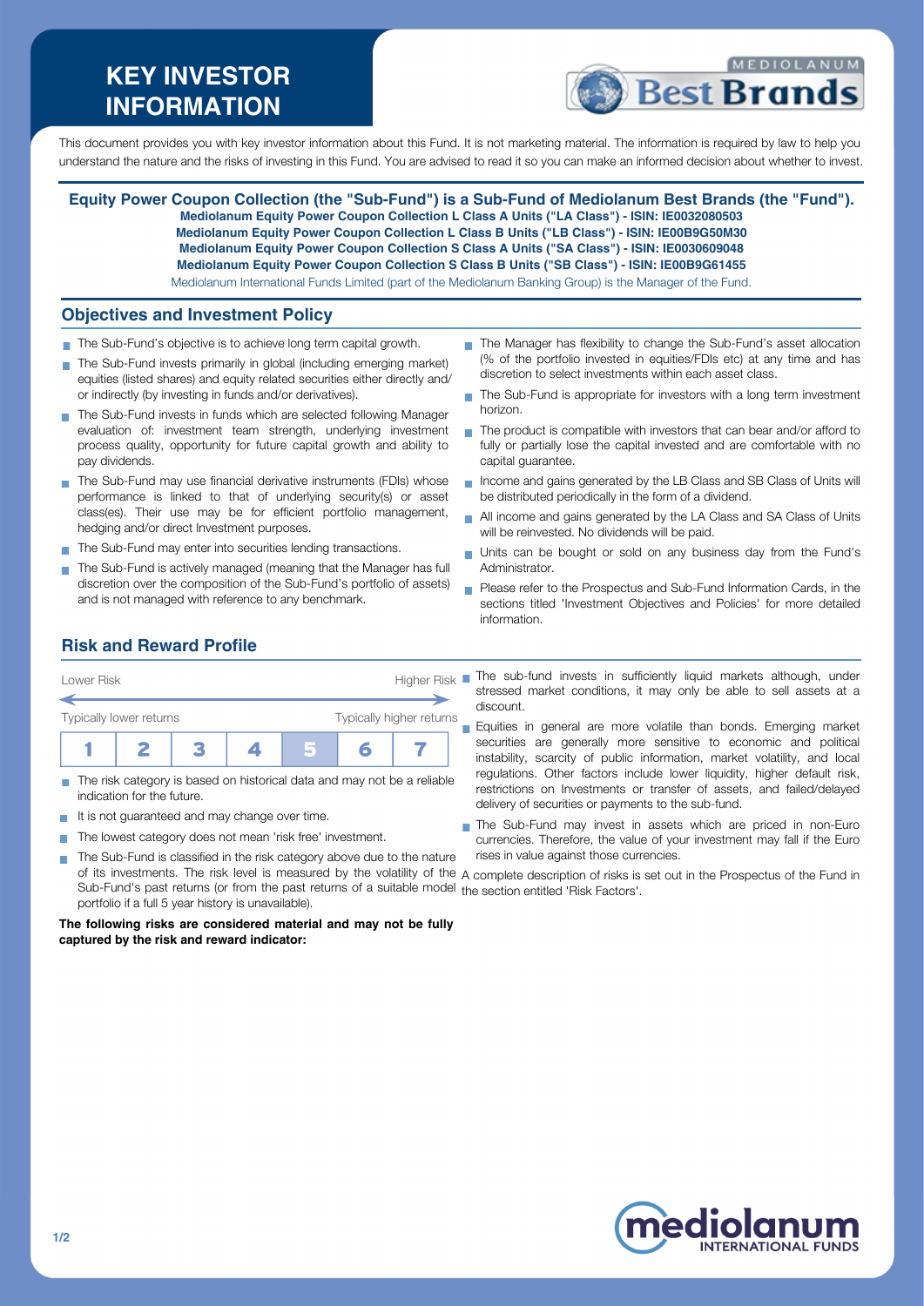# KEY INVESTOR INFORMATION

This document provides you with key investor information about this Fund. It is not marketing material. The information is required by law to help you understand the nature and the risks of investing in this Fund. You are advised to read it so you can make an informed decision about whether to invest.

**Equity Power Coupon Collection (the "Sub-Fund") is a Sub-Fund of Mediolanum Best Brands (the "Fund").**
**Mediolanum Equity Power Coupon Collection L Class A Units ("LA Class") - ISIN: IE0032080503**
**Mediolanum Equity Power Coupon Collection L Class B Units ("LB Class") - ISIN: IE00B9G50M30**
**Mediolanum Equity Power Coupon Collection S Class A Units ("SA Class") - ISIN: IE0030609048**
**Mediolanum Equity Power Coupon Collection S Class B Units ("SB Class") - ISIN: IE00B9G61455**
Mediolanum International Funds Limited (part of the Mediolanum Banking Group) is the Manager of the Fund.

## Objectives and Investment Policy

- The Sub-Fund's objective is to achieve long term capital growth.
- The Sub-Fund invests primarily in global (including emerging market) equities (listed shares) and equity related securities either directly and/or indirectly (by investing in funds and/or derivatives).
- The Sub-Fund invests in funds which are selected following Manager evaluation of: investment team strength, underlying investment process quality, opportunity for future capital growth and ability to pay dividends.
- The Sub-Fund may use financial derivative instruments (FDIs) whose performance is linked to that of underlying security(s) or asset class(es). Their use may be for efficient portfolio management, hedging and/or direct Investment purposes.
- The Sub-Fund may enter into securities lending transactions.
- The Sub-Fund is actively managed (meaning that the Manager has full discretion over the composition of the Sub-Fund's portfolio of assets) and is not managed with reference to any benchmark.
- The Manager has flexibility to change the Sub-Fund's asset allocation (% of the portfolio invested in equities/FDIs etc) at any time and has discretion to select investments within each asset class.
- The Sub-Fund is appropriate for investors with a long term investment horizon.
- The product is compatible with investors that can bear and/or afford to fully or partially lose the capital invested and are comfortable with no capital guarantee.
- Income and gains generated by the LB Class and SB Class of Units will be distributed periodically in the form of a dividend.
- All income and gains generated by the LA Class and SA Class of Units will be reinvested. No dividends will be paid.
- Units can be bought or sold on any business day from the Fund's Administrator.
- Please refer to the Prospectus and Sub-Fund Information Cards, in the sections titled 'Investment Objectives and Policies' for more detailed information.

## Risk and Reward Profile

Lower Risk — Higher Risk

Typically lower returns — Typically higher returns

| 1 | 2 | 3 | 4 | **5** | 6 | 7 |
|---|---|---|---|---|---|---|

- The risk category is based on historical data and may not be a reliable indication for the future.
- It is not guaranteed and may change over time.
- The lowest category does not mean 'risk free' investment.
- The Sub-Fund is classified in the risk category above due to the nature of its investments. The risk level is measured by the volatility of the Sub-Fund's past returns (or from the past returns of a suitable model portfolio if a full 5 year history is unavailable).

**The following risks are considered material and may not be fully captured by the risk and reward indicator:**

- The sub-fund invests in sufficiently liquid markets although, under stressed market conditions, it may only be able to sell assets at a discount.
- Equities in general are more volatile than bonds. Emerging market securities are generally more sensitive to economic and political instability, scarcity of public information, market volatility, and local regulations. Other factors include lower liquidity, higher default risk, restrictions on Investments or transfer of assets, and failed/delayed delivery of securities or payments to the sub-fund.
- The Sub-Fund may invest in assets which are priced in non-Euro currencies. Therefore, the value of your investment may fall if the Euro rises in value against those currencies.

A complete description of risks is set out in the Prospectus of the Fund in the section entitled 'Risk Factors'.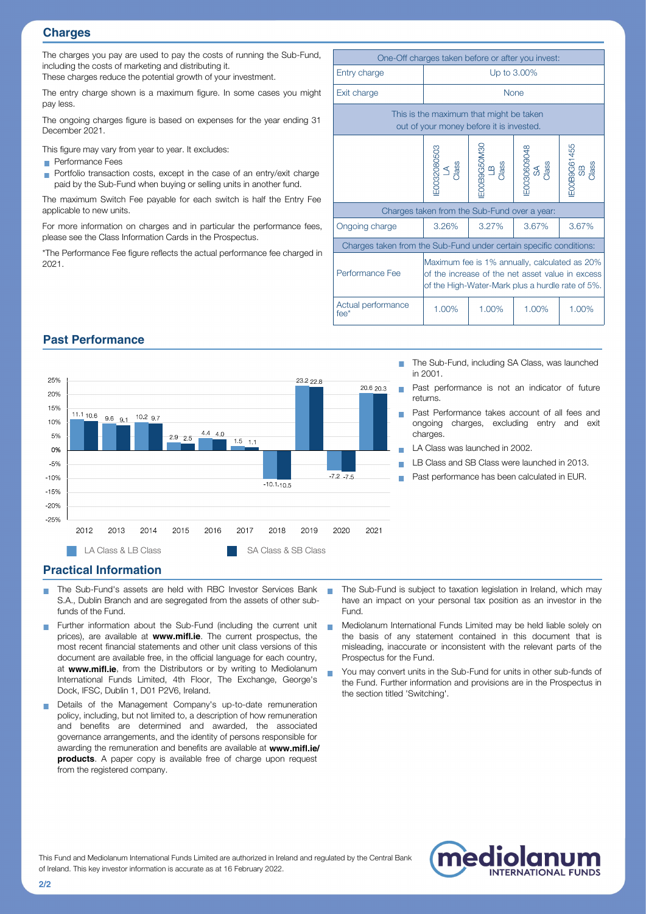## Charges

The charges you pay are used to pay the costs of running the Sub-Fund, including the costs of marketing and distributing it.
These charges reduce the potential growth of your investment.

The entry charge shown is a maximum figure. In some cases you might pay less.

The ongoing charges figure is based on expenses for the year ending 31 December 2021.

This figure may vary from year to year. It excludes:

- Performance Fees
- Portfolio transaction costs, except in the case of an entry/exit charge paid by the Sub-Fund when buying or selling units in another fund.

The maximum Switch Fee payable for each switch is half the Entry Fee applicable to new units.

For more information on charges and in particular the performance fees, please see the Class Information Cards in the Prospectus.

*The Performance Fee figure reflects the actual performance fee charged in 2021.

| One-Off charges taken before or after you invest: | | | | |
|---|---|---|---|---|
| Entry charge | Up to 3.00% | | | |
| Exit charge | None | | | |
| This is the maximum that might be taken out of your money before it is invested. | | | | |
| | IE0032080503 LA Class | IE00B9G50M30 LB Class | IE0030609048 SA Class | IE00B9G61455 SB Class |
| Charges taken from the Sub-Fund over a year: | | | | |
| Ongoing charge | 3.26% | 3.27% | 3.67% | 3.67% |
| Charges taken from the Sub-Fund under certain specific conditions: | | | | |
| Performance Fee | Maximum fee is 1% annually, calculated as 20% of the increase of the net asset value in excess of the High-Water-Mark plus a hurdle rate of 5%. | | | |
| Actual performance fee* | 1.00% | 1.00% | 1.00% | 1.00% |

## Past Performance

25%
20%
15%
10%
5%
0%
-5%
-10%
-15%
-20%
-25%

11.1 10.6
9.6 9.1
10.2 9.7
2.9 2.5
4.4 4.0
1.5 1.1
-10.1 -10.5
23.2 22.8
-7.2 -7.5
20.6 20.3

2012 2013 2014 2015 2016 2017 2018 2019 2020 2021

LA Class & LB Class
SA Class & SB Class

- The Sub-Fund, including SA Class, was launched in 2001.
- Past performance is not an indicator of future returns.
- Past Performance takes account of all fees and ongoing charges, excluding entry and exit charges.
- LA Class was launched in 2002.
- LB Class and SB Class were launched in 2013.
- Past performance has been calculated in EUR.

## Practical Information

- The Sub-Fund's assets are held with RBC Investor Services Bank S.A., Dublin Branch and are segregated from the assets of other sub-funds of the Fund.
- Further information about the Sub-Fund (including the current unit prices), are available at **www.mifl.ie**. The current prospectus, the most recent financial statements and other unit class versions of this document are available free, in the official language for each country, at **www.mifl.ie**, from the Distributors or by writing to Mediolanum International Funds Limited, 4th Floor, The Exchange, George's Dock, IFSC, Dublin 1, D01 P2V6, Ireland.
- Details of the Management Company's up-to-date remuneration policy, including, but not limited to, a description of how remuneration and benefits are determined and awarded, the associated governance arrangements, and the identity of persons responsible for awarding the remuneration and benefits are available at **www.mifl.ie/products**. A paper copy is available free of charge upon request from the registered company.
- The Sub-Fund is subject to taxation legislation in Ireland, which may have an impact on your personal tax position as an investor in the Fund.
- Mediolanum International Funds Limited may be held liable solely on the basis of any statement contained in this document that is misleading, inaccurate or inconsistent with the relevant parts of the Prospectus for the Fund.
- You may convert units in the Sub-Fund for units in other sub-funds of the Fund. Further information and provisions are in the Prospectus in the section titled 'Switching'.

This Fund and Mediolanum International Funds Limited are authorized in Ireland and regulated by the Central Bank of Ireland. This key investor information is accurate as at 16 February 2022.